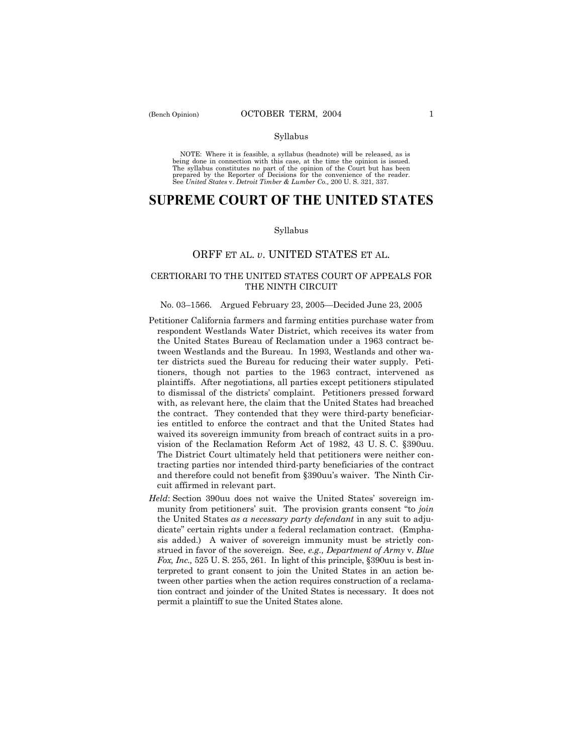Syllabus

NOTE: Where it is feasible, a syllabus (headnote) will be released, as is being done in connection with this case, at the time the opinion is issued. The syllabus constitutes no part of the opinion of the Court but has been prepared by the Reporter of Decisions for the convenience of the reader. See *United States* v. *Detroit Timber & Lumber Co.,* 200 U. S. 321, 337.

# SUPREME COURT OF THE UNITED STATES

Syllabus

## ORFF ET AL. *v*. UNITED STATES ET AL.

### CERTIORARI TO THE UNITED STATES COURT OF APPEALS FOR THE NINTH CIRCUIT

No. 03–1566. Argued February 23, 2005—Decided June 23, 2005

Petitioner California farmers and farming entities purchase water from respondent Westlands Water District, which receives its water from the United States Bureau of Reclamation under a 1963 contract between Westlands and the Bureau. In 1993, Westlands and other water districts sued the Bureau for reducing their water supply. Petitioners, though not parties to the 1963 contract, intervened as plaintiffs. After negotiations, all parties except petitioners stipulated to dismissal of the districts' complaint. Petitioners pressed forward with, as relevant here, the claim that the United States had breached the contract. They contended that they were third-party beneficiaries entitled to enforce the contract and that the United States had waived its sovereign immunity from breach of contract suits in a provision of the Reclamation Reform Act of 1982, 43 U. S. C. §390uu. The District Court ultimately held that petitioners were neither contracting parties nor intended third-party beneficiaries of the contract and therefore could not benefit from §390uu's waiver. The Ninth Circuit affirmed in relevant part.

*Held*: Section 390uu does not waive the United States' sovereign immunity from petitioners' suit. The provision grants consent "to *join* the United States *as a necessary party defendant* in any suit to adjudicate" certain rights under a federal reclamation contract. (Emphasis added.) A waiver of sovereign immunity must be strictly construed in favor of the sovereign. See, *e.g., Department of Army* v. *Blue Fox, Inc.,* 525 U. S. 255, 261. In light of this principle, §390uu is best interpreted to grant consent to join the United States in an action between other parties when the action requires construction of a reclamation contract and joinder of the United States is necessary. It does not permit a plaintiff to sue the United States alone.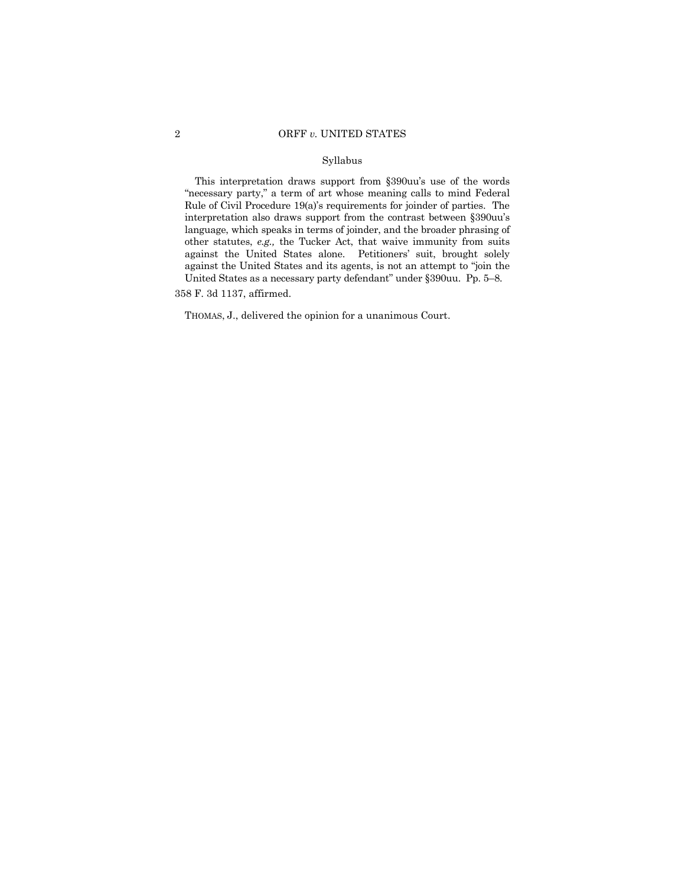Syllabus

This interpretation draws support from §390uu's use of the words "necessary party," a term of art whose meaning calls to mind Federal Rule of Civil Procedure 19(a)'s requirements for joinder of parties. The interpretation also draws support from the contrast between §390uu's language, which speaks in terms of joinder, and the broader phrasing of other statutes, *e.g.,* the Tucker Act, that waive immunity from suits against the United States alone. Petitioners' suit, brought solely against the United States and its agents, is not an attempt to "join the United States as a necessary party defendant" under §390uu. Pp. 5–8.

358 F. 3d 1137, affirmed.

THOMAS, J., delivered the opinion for a unanimous Court.